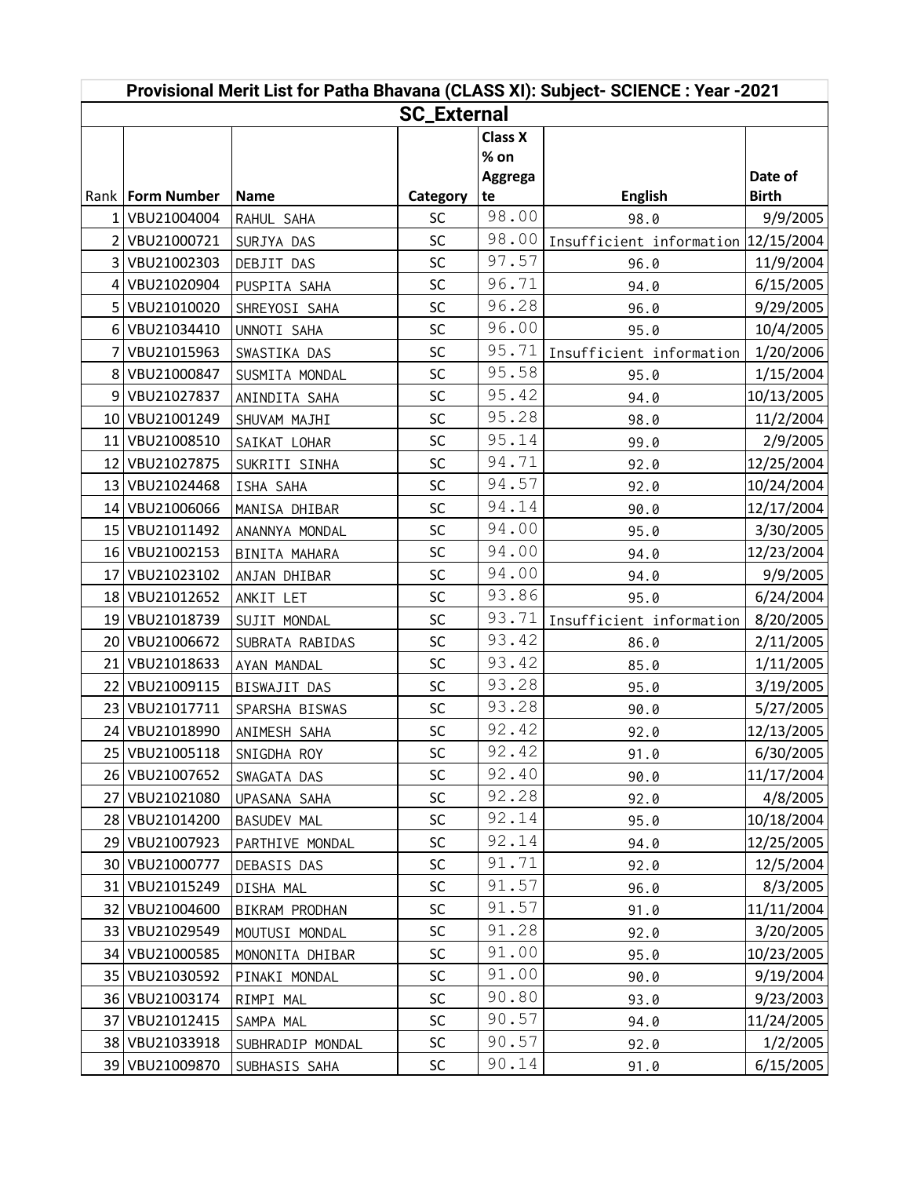## Provisional Merit List for Patha Bhavana (CLASS XI): Subject- SCIENCE : Year -2021

### SC_External

| Rank | Form Number | Name | Category | Class X % on Aggregate | English | Date of Birth |
|---|---|---|---|---|---|---|
| 1 | VBU21004004 | RAHUL SAHA | SC | 98.00 | 98.0 | 9/9/2005 |
| 2 | VBU21000721 | SURJYA DAS | SC | 98.00 | Insufficient information | 12/15/2004 |
| 3 | VBU21002303 | DEBJIT DAS | SC | 97.57 | 96.0 | 11/9/2004 |
| 4 | VBU21020904 | PUSPITA SAHA | SC | 96.71 | 94.0 | 6/15/2005 |
| 5 | VBU21010020 | SHREYOSI SAHA | SC | 96.28 | 96.0 | 9/29/2005 |
| 6 | VBU21034410 | UNNOTI SAHA | SC | 96.00 | 95.0 | 10/4/2005 |
| 7 | VBU21015963 | SWASTIKA DAS | SC | 95.71 | Insufficient information | 1/20/2006 |
| 8 | VBU21000847 | SUSMITA MONDAL | SC | 95.58 | 95.0 | 1/15/2004 |
| 9 | VBU21027837 | ANINDITA SAHA | SC | 95.42 | 94.0 | 10/13/2005 |
| 10 | VBU21001249 | SHUVAM MAJHI | SC | 95.28 | 98.0 | 11/2/2004 |
| 11 | VBU21008510 | SAIKAT LOHAR | SC | 95.14 | 99.0 | 2/9/2005 |
| 12 | VBU21027875 | SUKRITI SINHA | SC | 94.71 | 92.0 | 12/25/2004 |
| 13 | VBU21024468 | ISHA SAHA | SC | 94.57 | 92.0 | 10/24/2004 |
| 14 | VBU21006066 | MANISA DHIBAR | SC | 94.14 | 90.0 | 12/17/2004 |
| 15 | VBU21011492 | ANANNYA MONDAL | SC | 94.00 | 95.0 | 3/30/2005 |
| 16 | VBU21002153 | BINITA MAHARA | SC | 94.00 | 94.0 | 12/23/2004 |
| 17 | VBU21023102 | ANJAN DHIBAR | SC | 94.00 | 94.0 | 9/9/2005 |
| 18 | VBU21012652 | ANKIT LET | SC | 93.86 | 95.0 | 6/24/2004 |
| 19 | VBU21018739 | SUJIT MONDAL | SC | 93.71 | Insufficient information | 8/20/2005 |
| 20 | VBU21006672 | SUBRATA RABIDAS | SC | 93.42 | 86.0 | 2/11/2005 |
| 21 | VBU21018633 | AYAN MANDAL | SC | 93.42 | 85.0 | 1/11/2005 |
| 22 | VBU21009115 | BISWAJIT DAS | SC | 93.28 | 95.0 | 3/19/2005 |
| 23 | VBU21017711 | SPARSHA BISWAS | SC | 93.28 | 90.0 | 5/27/2005 |
| 24 | VBU21018990 | ANIMESH SAHA | SC | 92.42 | 92.0 | 12/13/2005 |
| 25 | VBU21005118 | SNIGDHA ROY | SC | 92.42 | 91.0 | 6/30/2005 |
| 26 | VBU21007652 | SWAGATA DAS | SC | 92.40 | 90.0 | 11/17/2004 |
| 27 | VBU21021080 | UPASANA SAHA | SC | 92.28 | 92.0 | 4/8/2005 |
| 28 | VBU21014200 | BASUDEV MAL | SC | 92.14 | 95.0 | 10/18/2004 |
| 29 | VBU21007923 | PARTHIVE MONDAL | SC | 92.14 | 94.0 | 12/25/2005 |
| 30 | VBU21000777 | DEBASIS DAS | SC | 91.71 | 92.0 | 12/5/2004 |
| 31 | VBU21015249 | DISHA MAL | SC | 91.57 | 96.0 | 8/3/2005 |
| 32 | VBU21004600 | BIKRAM PRODHAN | SC | 91.57 | 91.0 | 11/11/2004 |
| 33 | VBU21029549 | MOUTUSI MONDAL | SC | 91.28 | 92.0 | 3/20/2005 |
| 34 | VBU21000585 | MONONITA DHIBAR | SC | 91.00 | 95.0 | 10/23/2005 |
| 35 | VBU21030592 | PINAKI MONDAL | SC | 91.00 | 90.0 | 9/19/2004 |
| 36 | VBU21003174 | RIMPI MAL | SC | 90.80 | 93.0 | 9/23/2003 |
| 37 | VBU21012415 | SAMPA MAL | SC | 90.57 | 94.0 | 11/24/2005 |
| 38 | VBU21033918 | SUBHRADIP MONDAL | SC | 90.57 | 92.0 | 1/2/2005 |
| 39 | VBU21009870 | SUBHASIS SAHA | SC | 90.14 | 91.0 | 6/15/2005 |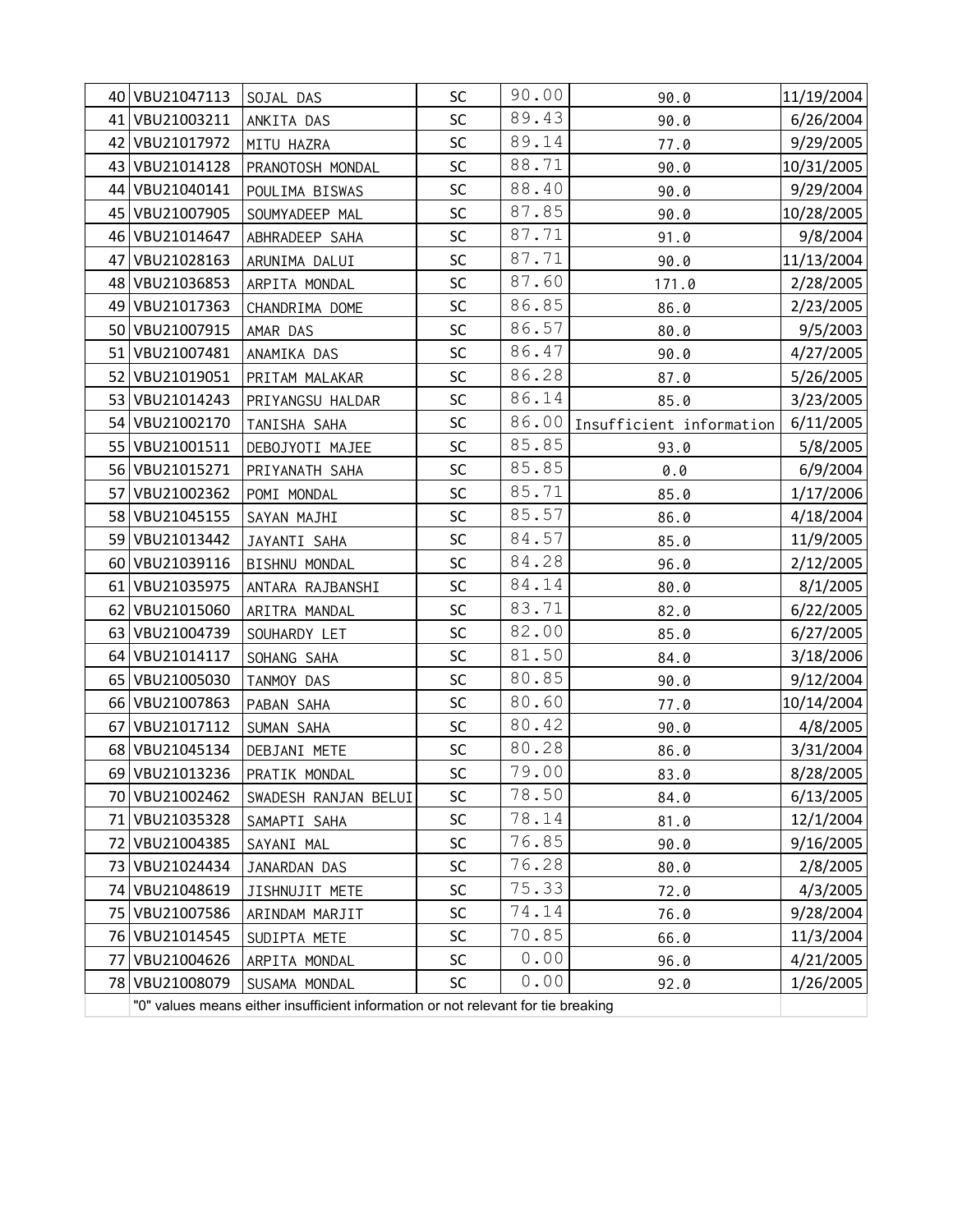| | | | | | | |
|---|---|---|---|---|---|---|
| 40 | VBU21047113 | SOJAL DAS | SC | 90.00 | 90.0 | 11/19/2004 |
| 41 | VBU21003211 | ANKITA DAS | SC | 89.43 | 90.0 | 6/26/2004 |
| 42 | VBU21017972 | MITU HAZRA | SC | 89.14 | 77.0 | 9/29/2005 |
| 43 | VBU21014128 | PRANOTOSH MONDAL | SC | 88.71 | 90.0 | 10/31/2005 |
| 44 | VBU21040141 | POULIMA BISWAS | SC | 88.40 | 90.0 | 9/29/2004 |
| 45 | VBU21007905 | SOUMYADEEP MAL | SC | 87.85 | 90.0 | 10/28/2005 |
| 46 | VBU21014647 | ABHRADEEP SAHA | SC | 87.71 | 91.0 | 9/8/2004 |
| 47 | VBU21028163 | ARUNIMA DALUI | SC | 87.71 | 90.0 | 11/13/2004 |
| 48 | VBU21036853 | ARPITA MONDAL | SC | 87.60 | 171.0 | 2/28/2005 |
| 49 | VBU21017363 | CHANDRIMA DOME | SC | 86.85 | 86.0 | 2/23/2005 |
| 50 | VBU21007915 | AMAR DAS | SC | 86.57 | 80.0 | 9/5/2003 |
| 51 | VBU21007481 | ANAMIKA DAS | SC | 86.47 | 90.0 | 4/27/2005 |
| 52 | VBU21019051 | PRITAM MALAKAR | SC | 86.28 | 87.0 | 5/26/2005 |
| 53 | VBU21014243 | PRIYANGSU HALDAR | SC | 86.14 | 85.0 | 3/23/2005 |
| 54 | VBU21002170 | TANISHA SAHA | SC | 86.00 | Insufficient information | 6/11/2005 |
| 55 | VBU21001511 | DEBOJYOTI MAJEE | SC | 85.85 | 93.0 | 5/8/2005 |
| 56 | VBU21015271 | PRIYANATH SAHA | SC | 85.85 | 0.0 | 6/9/2004 |
| 57 | VBU21002362 | POMI MONDAL | SC | 85.71 | 85.0 | 1/17/2006 |
| 58 | VBU21045155 | SAYAN MAJHI | SC | 85.57 | 86.0 | 4/18/2004 |
| 59 | VBU21013442 | JAYANTI SAHA | SC | 84.57 | 85.0 | 11/9/2005 |
| 60 | VBU21039116 | BISHNU MONDAL | SC | 84.28 | 96.0 | 2/12/2005 |
| 61 | VBU21035975 | ANTARA RAJBANSHI | SC | 84.14 | 80.0 | 8/1/2005 |
| 62 | VBU21015060 | ARITRA MANDAL | SC | 83.71 | 82.0 | 6/22/2005 |
| 63 | VBU21004739 | SOUHARDY LET | SC | 82.00 | 85.0 | 6/27/2005 |
| 64 | VBU21014117 | SOHANG SAHA | SC | 81.50 | 84.0 | 3/18/2006 |
| 65 | VBU21005030 | TANMOY DAS | SC | 80.85 | 90.0 | 9/12/2004 |
| 66 | VBU21007863 | PABAN SAHA | SC | 80.60 | 77.0 | 10/14/2004 |
| 67 | VBU21017112 | SUMAN SAHA | SC | 80.42 | 90.0 | 4/8/2005 |
| 68 | VBU21045134 | DEBJANI METE | SC | 80.28 | 86.0 | 3/31/2004 |
| 69 | VBU21013236 | PRATIK MONDAL | SC | 79.00 | 83.0 | 8/28/2005 |
| 70 | VBU21002462 | SWADESH RANJAN BELUI | SC | 78.50 | 84.0 | 6/13/2005 |
| 71 | VBU21035328 | SAMAPTI SAHA | SC | 78.14 | 81.0 | 12/1/2004 |
| 72 | VBU21004385 | SAYANI MAL | SC | 76.85 | 90.0 | 9/16/2005 |
| 73 | VBU21024434 | JANARDAN DAS | SC | 76.28 | 80.0 | 2/8/2005 |
| 74 | VBU21048619 | JISHNUJIT METE | SC | 75.33 | 72.0 | 4/3/2005 |
| 75 | VBU21007586 | ARINDAM MARJIT | SC | 74.14 | 76.0 | 9/28/2004 |
| 76 | VBU21014545 | SUDIPTA METE | SC | 70.85 | 66.0 | 11/3/2004 |
| 77 | VBU21004626 | ARPITA MONDAL | SC | 0.00 | 96.0 | 4/21/2005 |
| 78 | VBU21008079 | SUSAMA MONDAL | SC | 0.00 | 92.0 | 1/26/2005 |

"0" values means either insufficient information or not relevant for tie breaking